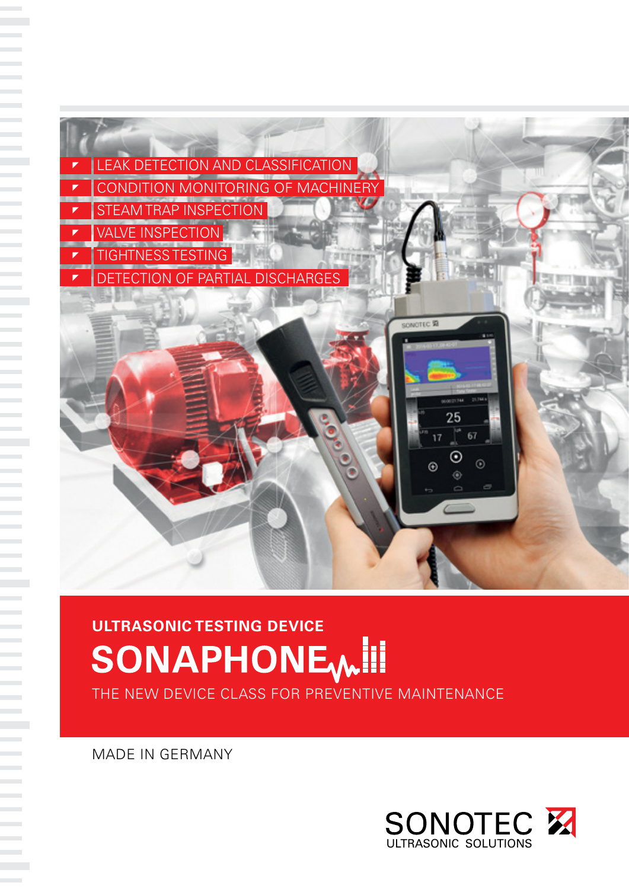- LEAK DETECTION AND CLASSIFICATION
- CONDITION MONITORING OF MACHINERY
- STEAM TRAP INSPECTION
- VALVE INSPECTION
- TIGHTNESS TESTING
- DETECTION OF PARTIAL DISCHARGES

## ULTRASONIC TESTING DEVICE

# SONAPHONE

THE NEW DEVICE CLASS FOR PREVENTIVE MAINTENANCE

MADE IN GERMANY

SONOTEC
ULTRASONIC SOLUTIONS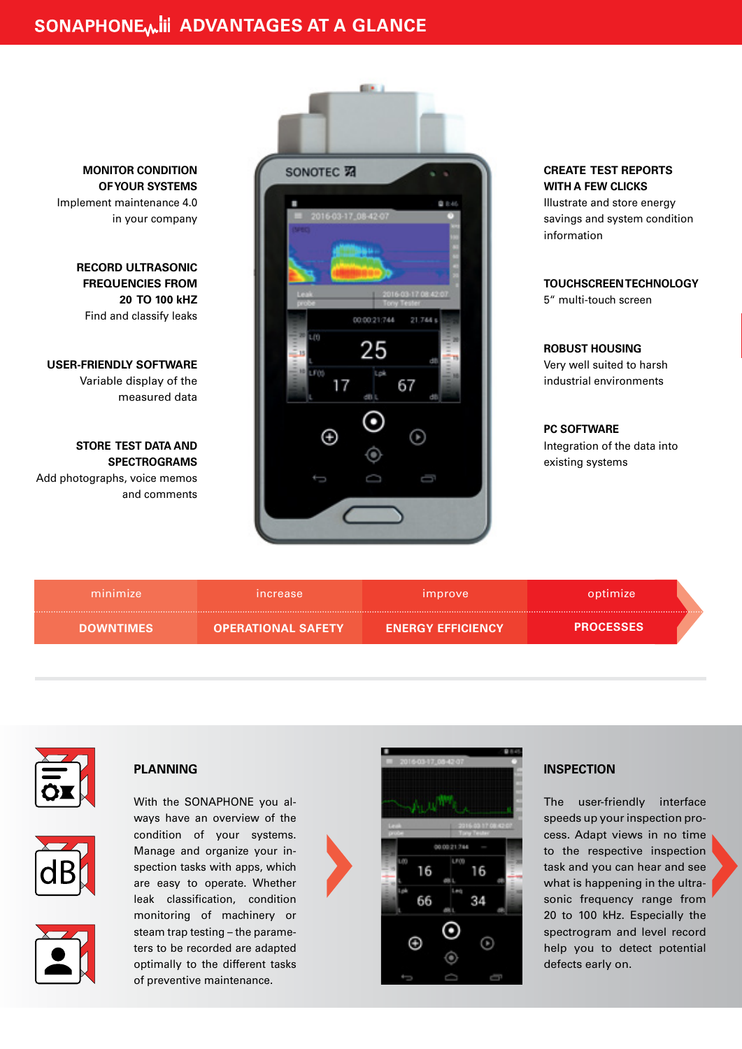# SONAPHONE ADVANTAGES AT A GLANCE

**MONITOR CONDITION OF YOUR SYSTEMS**
Implement maintenance 4.0 in your company

**RECORD ULTRASONIC FREQUENCIES FROM 20 TO 100 kHZ**
Find and classify leaks

**USER-FRIENDLY SOFTWARE**
Variable display of the measured data

**STORE TEST DATA AND SPECTROGRAMS**
Add photographs, voice memos and comments

**CREATE TEST REPORTS WITH A FEW CLICKS**
Illustrate and store energy savings and system condition information

**TOUCHSCREEN TECHNOLOGY**
5" multi-touch screen

**ROBUST HOUSING**
Very well suited to harsh industrial environments

**PC SOFTWARE**
Integration of the data into existing systems

| minimize | increase | improve | optimize |
|---|---|---|---|
| **DOWNTIMES** | **OPERATIONAL SAFETY** | **ENERGY EFFICIENCY** | **PROCESSES** |

## PLANNING

With the SONAPHONE you always have an overview of the condition of your systems. Manage and organize your inspection tasks with apps, which are easy to operate. Whether leak classification, condition monitoring of machinery or steam trap testing – the parameters to be recorded are adapted optimally to the different tasks of preventive maintenance.

## INSPECTION

The user-friendly interface speeds up your inspection process. Adapt views in no time to the respective inspection task and you can hear and see what is happening in the ultrasonic frequency range from 20 to 100 kHz. Especially the spectrogram and level record help you to detect potential defects early on.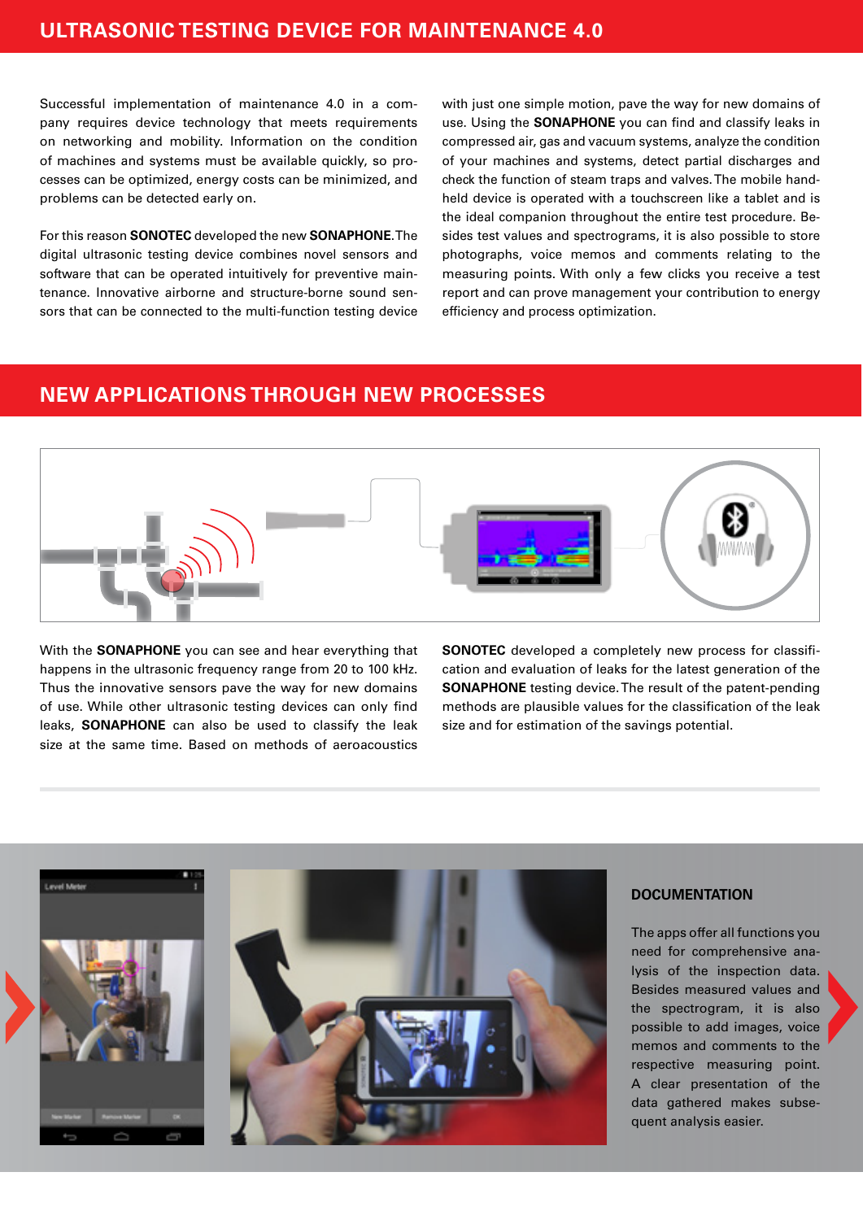## ULTRASONIC TESTING DEVICE FOR MAINTENANCE 4.0

Successful implementation of maintenance 4.0 in a company requires device technology that meets requirements on networking and mobility. Information on the condition of machines and systems must be available quickly, so processes can be optimized, energy costs can be minimized, and problems can be detected early on.

For this reason **SONOTEC** developed the new **SONAPHONE**. The digital ultrasonic testing device combines novel sensors and software that can be operated intuitively for preventive maintenance. Innovative airborne and structure-borne sound sensors that can be connected to the multi-function testing device with just one simple motion, pave the way for new domains of use. Using the **SONAPHONE** you can find and classify leaks in compressed air, gas and vacuum systems, analyze the condition of your machines and systems, detect partial discharges and check the function of steam traps and valves. The mobile handheld device is operated with a touchscreen like a tablet and is the ideal companion throughout the entire test procedure. Besides test values and spectrograms, it is also possible to store photographs, voice memos and comments relating to the measuring points. With only a few clicks you receive a test report and can prove management your contribution to energy efficiency and process optimization.

## NEW APPLICATIONS THROUGH NEW PROCESSES

With the **SONAPHONE** you can see and hear everything that happens in the ultrasonic frequency range from 20 to 100 kHz. Thus the innovative sensors pave the way for new domains of use. While other ultrasonic testing devices can only find leaks, **SONAPHONE** can also be used to classify the leak size at the same time. Based on methods of aeroacoustics **SONOTEC** developed a completely new process for classification and evaluation of leaks for the latest generation of the **SONAPHONE** testing device. The result of the patent-pending methods are plausible values for the classification of the leak size and for estimation of the savings potential.

### DOCUMENTATION

The apps offer all functions you need for comprehensive analysis of the inspection data. Besides measured values and the spectrogram, it is also possible to add images, voice memos and comments to the respective measuring point. A clear presentation of the data gathered makes subsequent analysis easier.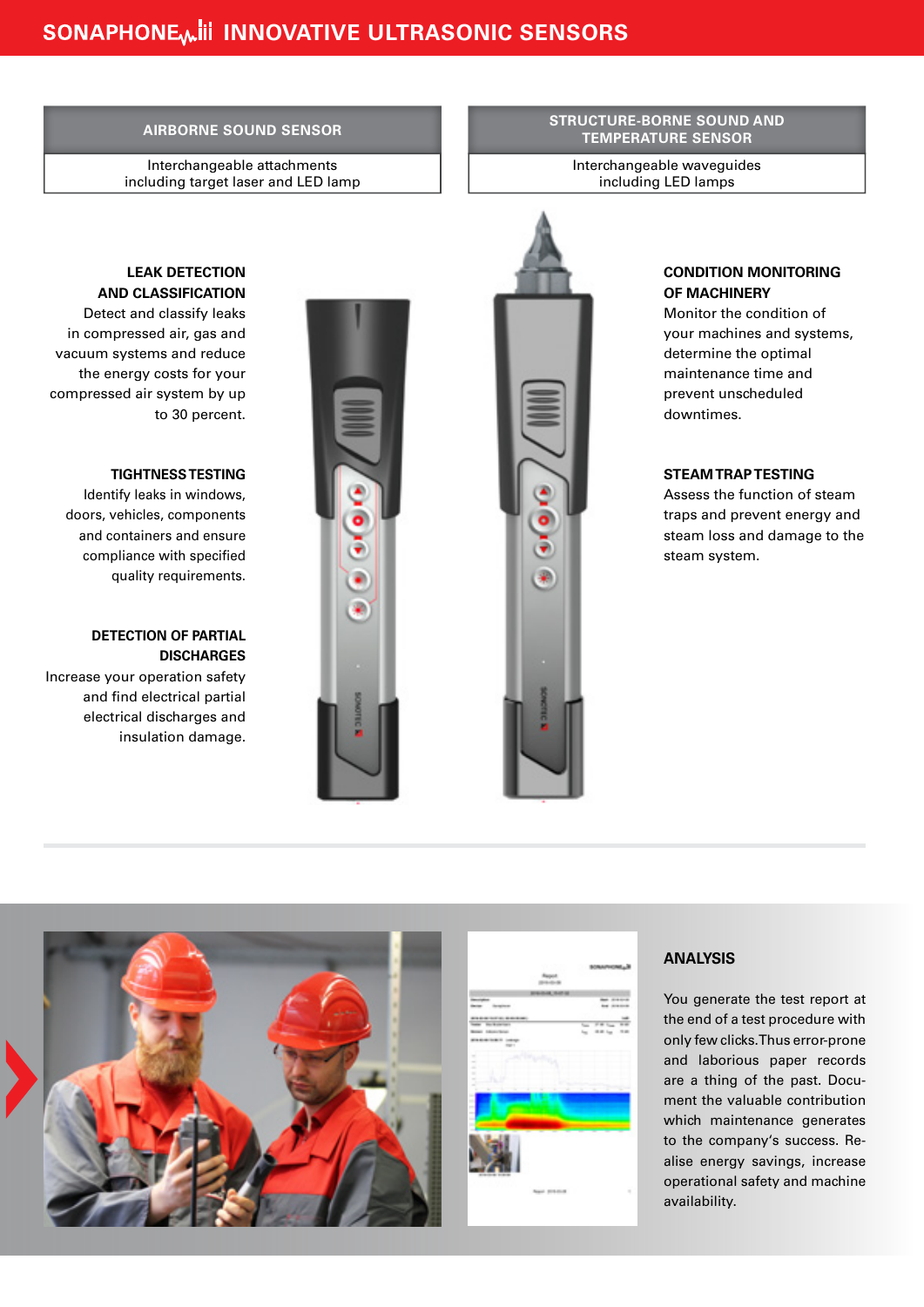# SONAPHONE INNOVATIVE ULTRASONIC SENSORS

## AIRBORNE SOUND SENSOR

Interchangeable attachments including target laser and LED lamp

## STRUCTURE-BORNE SOUND AND TEMPERATURE SENSOR

Interchangeable waveguides including LED lamps

### LEAK DETECTION AND CLASSIFICATION

Detect and classify leaks in compressed air, gas and vacuum systems and reduce the energy costs for your compressed air system by up to 30 percent.

### TIGHTNESS TESTING

Identify leaks in windows, doors, vehicles, components and containers and ensure compliance with specified quality requirements.

### DETECTION OF PARTIAL DISCHARGES

Increase your operation safety and find electrical partial electrical discharges and insulation damage.

### CONDITION MONITORING OF MACHINERY

Monitor the condition of your machines and systems, determine the optimal maintenance time and prevent unscheduled downtimes.

### STEAM TRAP TESTING

Assess the function of steam traps and prevent energy and steam loss and damage to the steam system.

### ANALYSIS

You generate the test report at the end of a test procedure with only few clicks. Thus error-prone and laborious paper records are a thing of the past. Document the valuable contribution which maintenance generates to the company's success. Realise energy savings, increase operational safety and machine availability.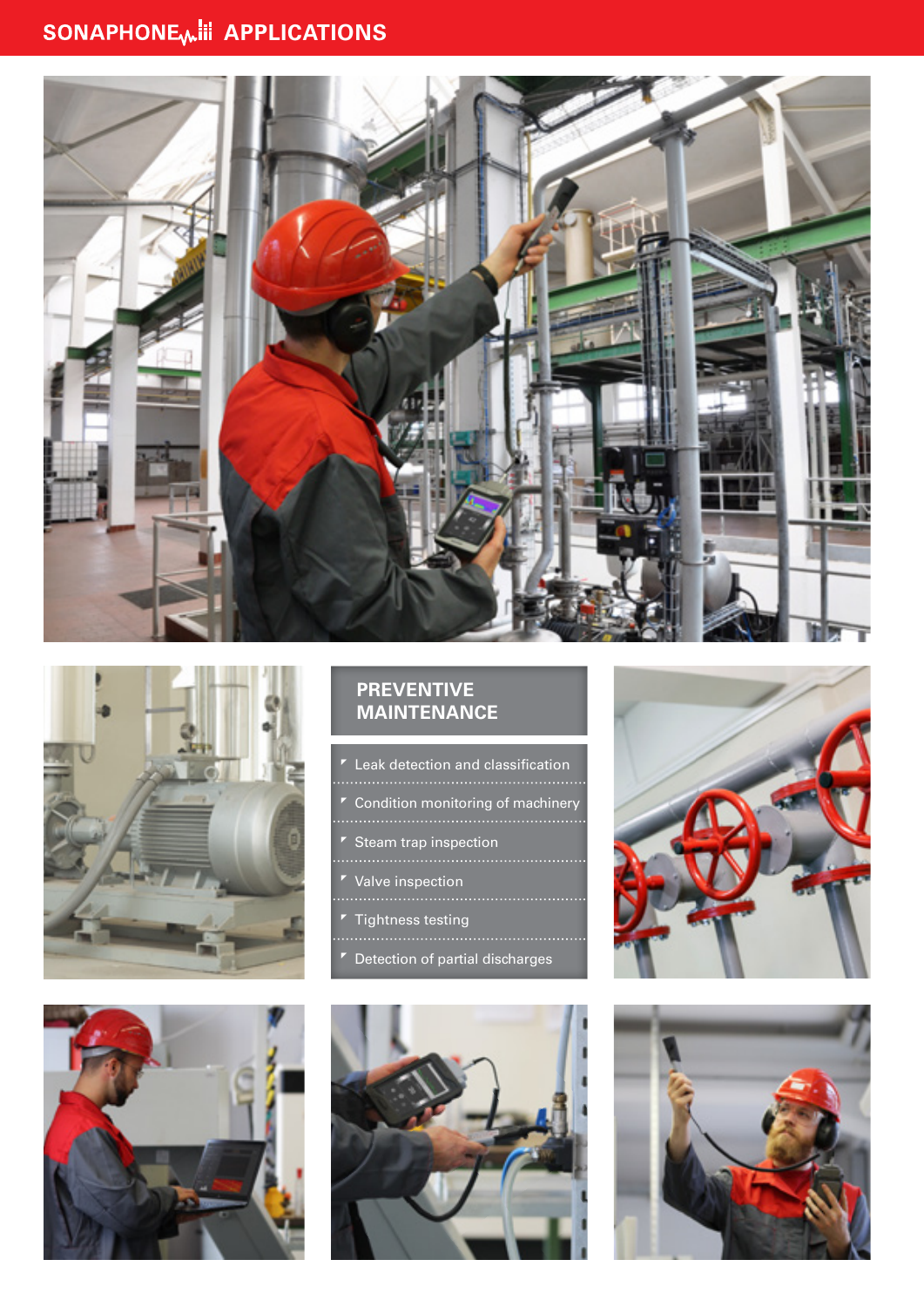# SONAPHONE APPLICATIONS

## PREVENTIVE MAINTENANCE

- Leak detection and classification
- Condition monitoring of machinery
- Steam trap inspection
- Valve inspection
- Tightness testing
- Detection of partial discharges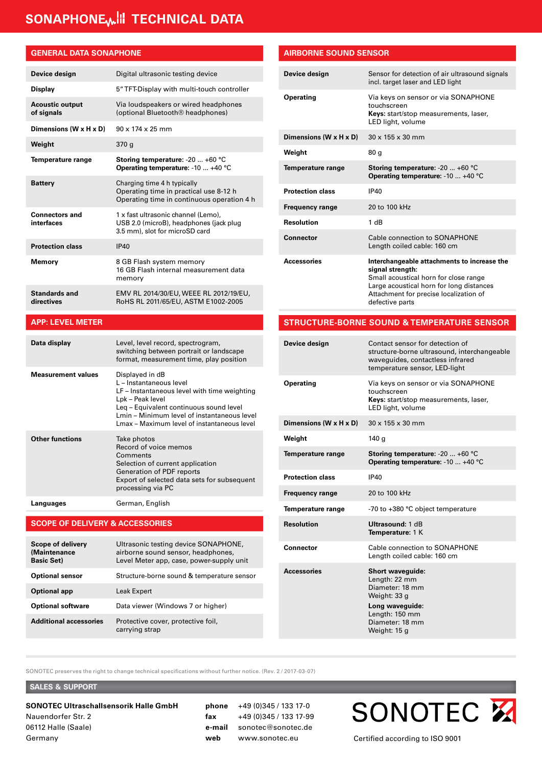# SONAPHONE TECHNICAL DATA

## GENERAL DATA SONAPHONE

| | |
|---|---|
| **Device design** | Digital ultrasonic testing device |
| **Display** | 5" TFT-Display with multi-touch controller |
| **Acoustic output of signals** | Via loudspeakers or wired headphones (optional Bluetooth® headphones) |
| **Dimensions (W x H x D)** | 90 x 174 x 25 mm |
| **Weight** | 370 g |
| **Temperature range** | **Storing temperature:** -20 ... +60 °C<br>**Operating temperature:** -10 ... +40 °C |
| **Battery** | Charging time 4 h typically<br>Operating time in practical use 8-12 h<br>Operating time in continuous operation 4 h |
| **Connectors and interfaces** | 1 x fast ultrasonic channel (Lemo), USB 2.0 (microB), headphones (jack plug 3.5 mm), slot for microSD card |
| **Protection class** | IP40 |
| **Memory** | 8 GB Flash system memory<br>16 GB Flash internal measurement data memory |
| **Standards and directives** | EMV RL 2014/30/EU, WEEE RL 2012/19/EU, RoHS RL 2011/65/EU, ASTM E1002-2005 |

## APP: LEVEL METER

| | |
|---|---|
| **Data display** | Level, level record, spectrogram, switching between portrait or landscape format, measurement time, play position |
| **Measurement values** | Displayed in dB<br>L – Instantaneous level<br>LF – Instantaneous level with time weighting<br>Lpk – Peak level<br>Leq – Equivalent continuous sound level<br>Lmin – Minimum level of instantaneous level<br>Lmax – Maximum level of instantaneous level |
| **Other functions** | Take photos<br>Record of voice memos<br>Comments<br>Selection of current application<br>Generation of PDF reports<br>Export of selected data sets for subsequent processing via PC |
| **Languages** | German, English |

## SCOPE OF DELIVERY & ACCESSORIES

| | |
|---|---|
| **Scope of delivery (Maintenance Basic Set)** | Ultrasonic testing device SONAPHONE, airborne sound sensor, headphones, Level Meter app, case, power-supply unit |
| **Optional sensor** | Structure-borne sound & temperature sensor |
| **Optional app** | Leak Expert |
| **Optional software** | Data viewer (Windows 7 or higher) |
| **Additional accessories** | Protective cover, protective foil, carrying strap |

## AIRBORNE SOUND SENSOR

| | |
|---|---|
| **Device design** | Sensor for detection of air ultrasound signals incl. target laser and LED light |
| **Operating** | Via keys on sensor or via SONAPHONE touchscreen<br>**Keys:** start/stop measurements, laser, LED light, volume |
| **Dimensions (W x H x D)** | 30 x 155 x 30 mm |
| **Weight** | 80 g |
| **Temperature range** | **Storing temperature:** -20 ... +60 °C<br>**Operating temperature:** -10 ... +40 °C |
| **Protection class** | IP40 |
| **Frequency range** | 20 to 100 kHz |
| **Resolution** | 1 dB |
| **Connector** | Cable connection to SONAPHONE<br>Length coiled cable: 160 cm |
| **Accessories** | **Interchangeable attachments to increase the signal strength:**<br>Small acoustical horn for close range<br>Large acoustical horn for long distances<br>Attachment for precise localization of defective parts |

## STRUCTURE-BORNE SOUND & TEMPERATURE SENSOR

| | |
|---|---|
| **Device design** | Contact sensor for detection of structure-borne ultrasound, interchangeable waveguides, contactless infrared temperature sensor, LED-light |
| **Operating** | Via keys on sensor or via SONAPHONE touchscreen<br>**Keys:** start/stop measurements, laser, LED light, volume |
| **Dimensions (W x H x D)** | 30 x 155 x 30 mm |
| **Weight** | 140 g |
| **Temperature range** | **Storing temperature:** -20 ... +60 °C<br>**Operating temperature:** -10 ... +40 °C |
| **Protection class** | IP40 |
| **Frequency range** | 20 to 100 kHz |
| **Temperature range** | -70 to +380 °C object temperature |
| **Resolution** | **Ultrasound:** 1 dB<br>**Temperature:** 1 K |
| **Connector** | Cable connection to SONAPHONE<br>Length coiled cable: 160 cm |
| **Accessories** | **Short waveguide:**<br>Length: 22 mm<br>Diameter: 18 mm<br>Weight: 33 g<br>**Long waveguide:**<br>Length: 150 mm<br>Diameter: 18 mm<br>Weight: 15 g |

SONOTEC preserves the right to change technical specifications without further notice. (Rev. 2 / 2017-03-07)

## SALES & SUPPORT

**SONOTEC Ultraschallsensorik Halle GmbH**
Nauendorfer Str. 2
06112 Halle (Saale)
Germany

**phone** +49 (0)345 / 133 17-0
**fax** +49 (0)345 / 133 17-99
**e-mail** sonotec@sonotec.de
**web** www.sonotec.eu

SONOTEC

Certified according to ISO 9001